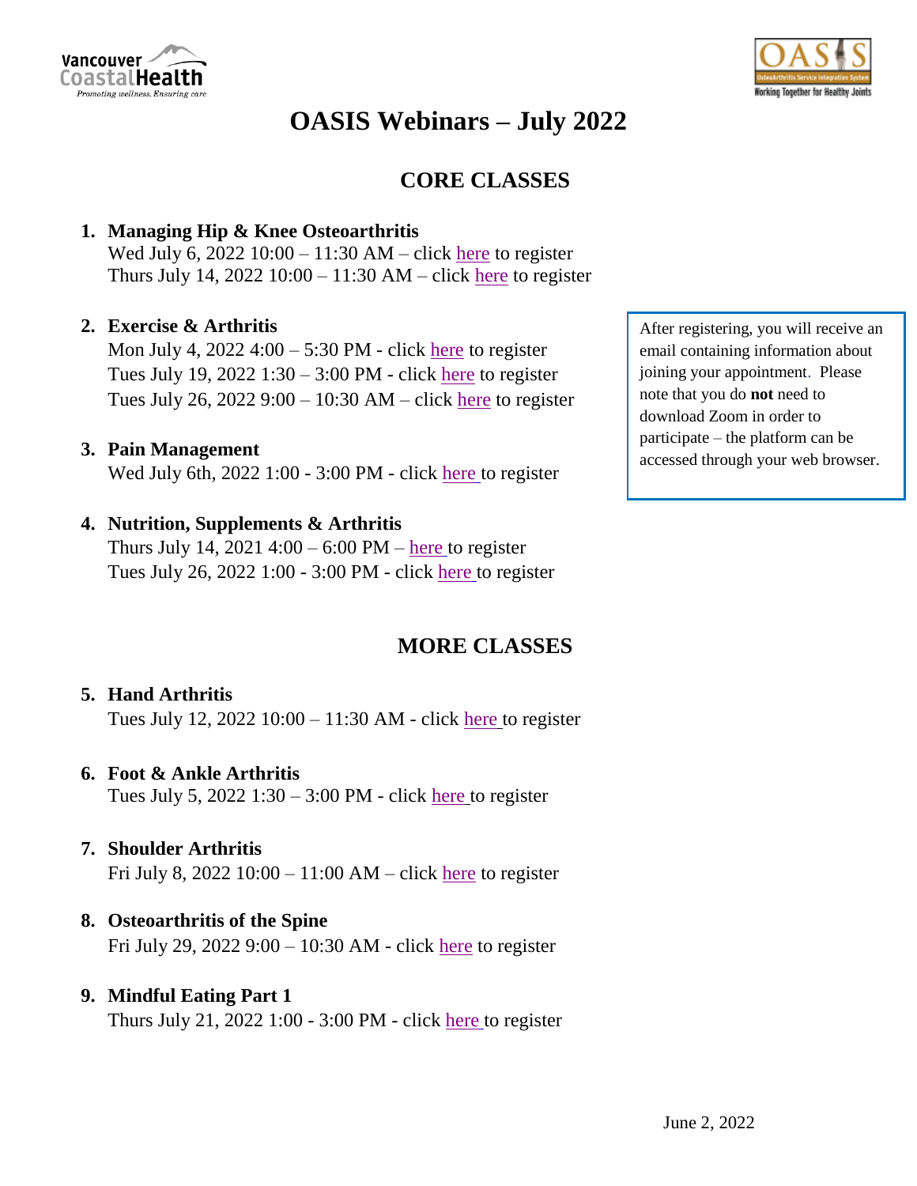# OASIS Webinars – July 2022

## CORE CLASSES

1. **Managing Hip & Knee Osteoarthritis**
   Wed July 6, 2022 10:00 – 11:30 AM – click here to register
   Thurs July 14, 2022 10:00 – 11:30 AM – click here to register

2. **Exercise & Arthritis**
   Mon July 4, 2022 4:00 – 5:30 PM - click here to register
   Tues July 19, 2022 1:30 – 3:00 PM - click here to register
   Tues July 26, 2022 9:00 – 10:30 AM – click here to register

3. **Pain Management**
   Wed July 6th, 2022 1:00 - 3:00 PM - click here to register

4. **Nutrition, Supplements & Arthritis**
   Thurs July 14, 2021 4:00 – 6:00 PM – here to register
   Tues July 26, 2022 1:00 - 3:00 PM - click here to register

After registering, you will receive an email containing information about joining your appointment. Please note that you do **not** need to download Zoom in order to participate – the platform can be accessed through your web browser.

## MORE CLASSES

5. **Hand Arthritis**
   Tues July 12, 2022 10:00 – 11:30 AM - click here to register

6. **Foot & Ankle Arthritis**
   Tues July 5, 2022 1:30 – 3:00 PM - click here to register

7. **Shoulder Arthritis**
   Fri July 8, 2022 10:00 – 11:00 AM – click here to register

8. **Osteoarthritis of the Spine**
   Fri July 29, 2022 9:00 – 10:30 AM - click here to register

9. **Mindful Eating Part 1**
   Thurs July 21, 2022 1:00 - 3:00 PM - click here to register

June 2, 2022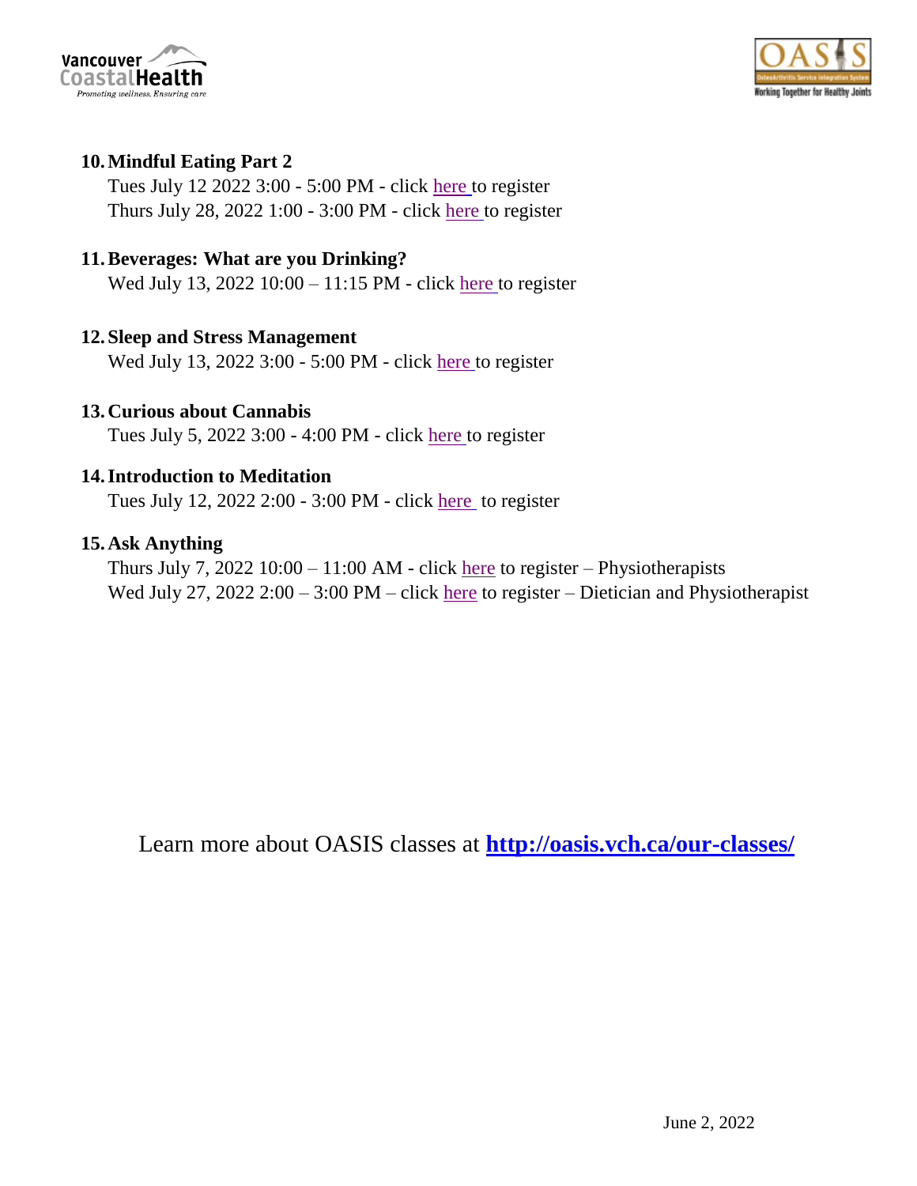10. **Mindful Eating Part 2**
    Tues July 12 2022 3:00 - 5:00 PM - click here to register
    Thurs July 28, 2022 1:00 - 3:00 PM - click here to register

11. **Beverages: What are you Drinking?**
    Wed July 13, 2022 10:00 – 11:15 PM - click here to register

12. **Sleep and Stress Management**
    Wed July 13, 2022 3:00 - 5:00 PM - click here to register

13. **Curious about Cannabis**
    Tues July 5, 2022 3:00 - 4:00 PM - click here to register

14. **Introduction to Meditation**
    Tues July 12, 2022 2:00 - 3:00 PM - click here to register

15. **Ask Anything**
    Thurs July 7, 2022 10:00 – 11:00 AM - click here to register – Physiotherapists
    Wed July 27, 2022 2:00 – 3:00 PM – click here to register – Dietician and Physiotherapist

Learn more about OASIS classes at **http://oasis.vch.ca/our-classes/**

June 2, 2022